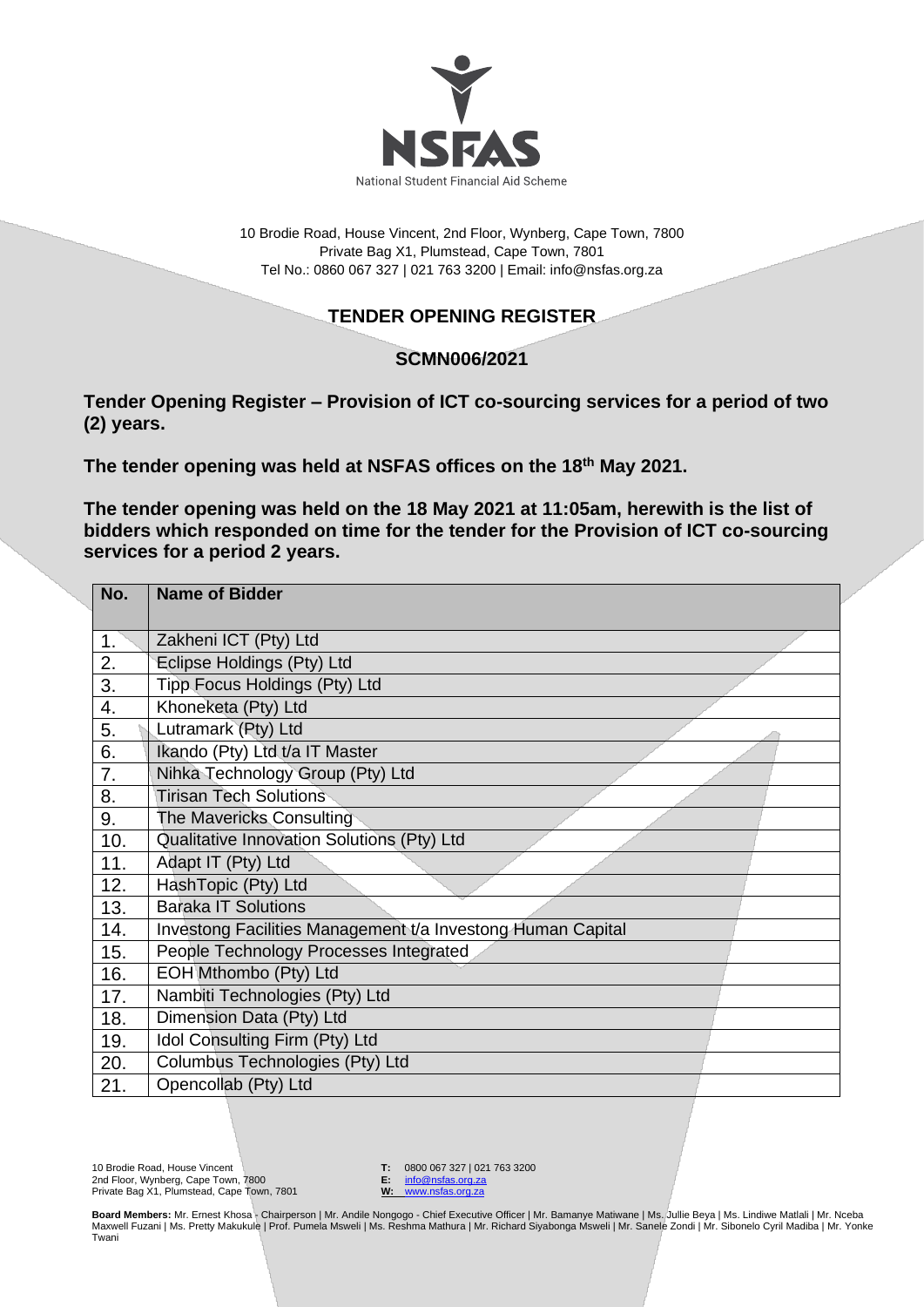NSFAS

National Student Financial Aid Scheme

10 Brodie Road, House Vincent, 2nd Floor, Wynberg, Cape Town, 7800
Private Bag X1, Plumstead, Cape Town, 7801
Tel No.: 0860 067 327 | 021 763 3200 | Email: info@nsfas.org.za

# TENDER OPENING REGISTER

## SCMN006/2021

**Tender Opening Register – Provision of ICT co-sourcing services for a period of two (2) years.**

**The tender opening was held at NSFAS offices on the 18th May 2021.**

**The tender opening was held on the 18 May 2021 at 11:05am, herewith is the list of bidders which responded on time for the tender for the Provision of ICT co-sourcing services for a period 2 years.**

| No. | Name of Bidder |
|---|---|
| 1. | Zakheni ICT (Pty) Ltd |
| 2. | Eclipse Holdings (Pty) Ltd |
| 3. | Tipp Focus Holdings (Pty) Ltd |
| 4. | Khoneketa (Pty) Ltd |
| 5. | Lutramark (Pty) Ltd |
| 6. | Ikando (Pty) Ltd t/a IT Master |
| 7. | Nihka Technology Group (Pty) Ltd |
| 8. | Tirisan Tech Solutions |
| 9. | The Mavericks Consulting |
| 10. | Qualitative Innovation Solutions (Pty) Ltd |
| 11. | Adapt IT (Pty) Ltd |
| 12. | HashTopic (Pty) Ltd |
| 13. | Baraka IT Solutions |
| 14. | Investong Facilities Management t/a Investong Human Capital |
| 15. | People Technology Processes Integrated |
| 16. | EOH Mthombo (Pty) Ltd |
| 17. | Nambiti Technologies (Pty) Ltd |
| 18. | Dimension Data (Pty) Ltd |
| 19. | Idol Consulting Firm (Pty) Ltd |
| 20. | Columbus Technologies (Pty) Ltd |
| 21. | Opencollab (Pty) Ltd |

10 Brodie Road, House Vincent
2nd Floor, Wynberg, Cape Town, 7800
Private Bag X1, Plumstead, Cape Town, 7801

**T:** 0800 067 327 | 021 763 3200
**E:** info@nsfas.org.za
**W:** www.nsfas.org.za

**Board Members:** Mr. Ernest Khosa - Chairperson | Mr. Andile Nongogo - Chief Executive Officer | Mr. Bamanye Matiwane | Ms. Jullie Beya | Ms. Lindiwe Matlali | Mr. Nceba Maxwell Fuzani | Ms. Pretty Makukule | Prof. Pumela Msweli | Ms. Reshma Mathura | Mr. Richard Siyabonga Msweli | Mr. Sanele Zondi | Mr. Sibonelo Cyril Madiba | Mr. Yonke Twani